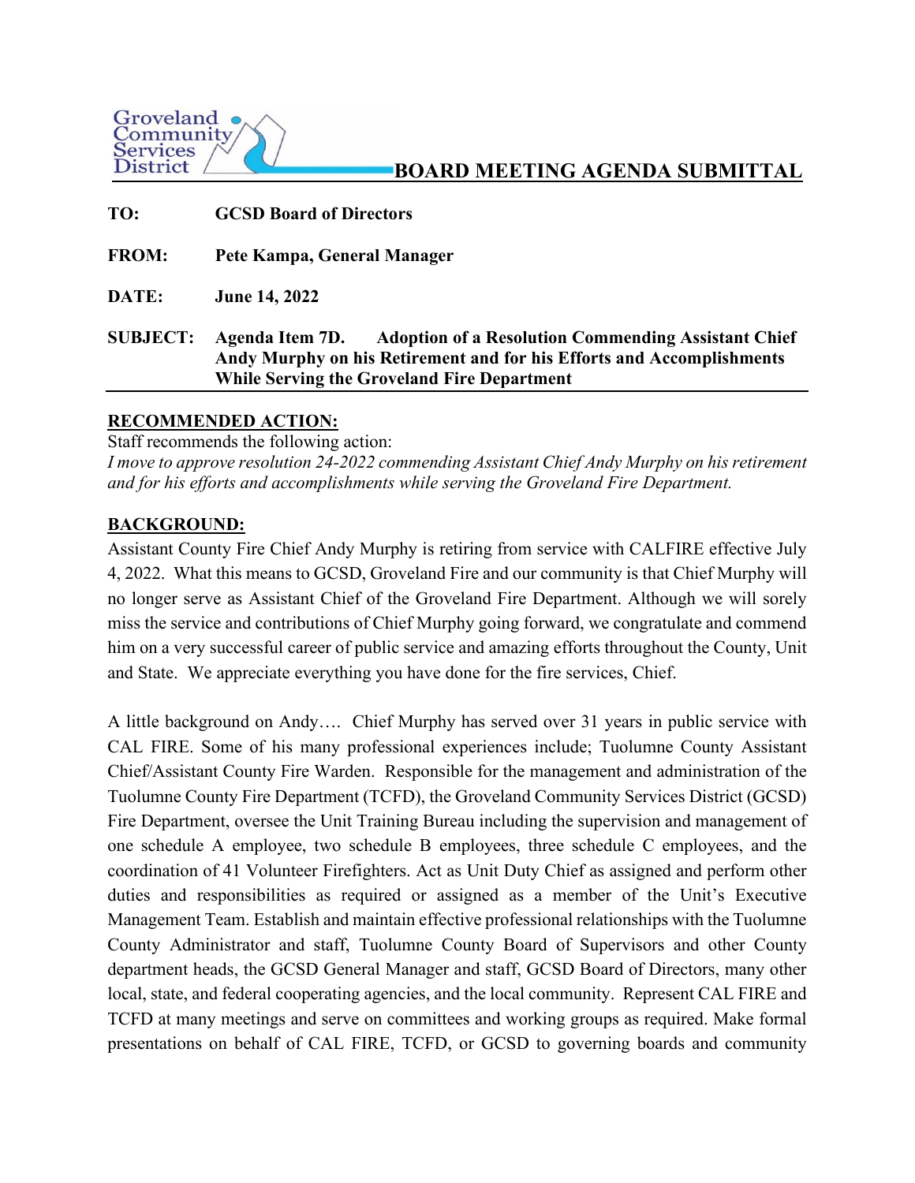Groveland Community Services District

# BOARD MEETING AGENDA SUBMITTAL

**TO:** GCSD Board of Directors

**FROM:** Pete Kampa, General Manager

**DATE:** June 14, 2022

**SUBJECT:** Agenda Item 7D. Adoption of a Resolution Commending Assistant Chief Andy Murphy on his Retirement and for his Efforts and Accomplishments While Serving the Groveland Fire Department

## RECOMMENDED ACTION:

Staff recommends the following action:

*I move to approve resolution 24-2022 commending Assistant Chief Andy Murphy on his retirement and for his efforts and accomplishments while serving the Groveland Fire Department.*

## BACKGROUND:

Assistant County Fire Chief Andy Murphy is retiring from service with CALFIRE effective July 4, 2022. What this means to GCSD, Groveland Fire and our community is that Chief Murphy will no longer serve as Assistant Chief of the Groveland Fire Department. Although we will sorely miss the service and contributions of Chief Murphy going forward, we congratulate and commend him on a very successful career of public service and amazing efforts throughout the County, Unit and State. We appreciate everything you have done for the fire services, Chief.

A little background on Andy…. Chief Murphy has served over 31 years in public service with CAL FIRE. Some of his many professional experiences include; Tuolumne County Assistant Chief/Assistant County Fire Warden. Responsible for the management and administration of the Tuolumne County Fire Department (TCFD), the Groveland Community Services District (GCSD) Fire Department, oversee the Unit Training Bureau including the supervision and management of one schedule A employee, two schedule B employees, three schedule C employees, and the coordination of 41 Volunteer Firefighters. Act as Unit Duty Chief as assigned and perform other duties and responsibilities as required or assigned as a member of the Unit's Executive Management Team. Establish and maintain effective professional relationships with the Tuolumne County Administrator and staff, Tuolumne County Board of Supervisors and other County department heads, the GCSD General Manager and staff, GCSD Board of Directors, many other local, state, and federal cooperating agencies, and the local community. Represent CAL FIRE and TCFD at many meetings and serve on committees and working groups as required. Make formal presentations on behalf of CAL FIRE, TCFD, or GCSD to governing boards and community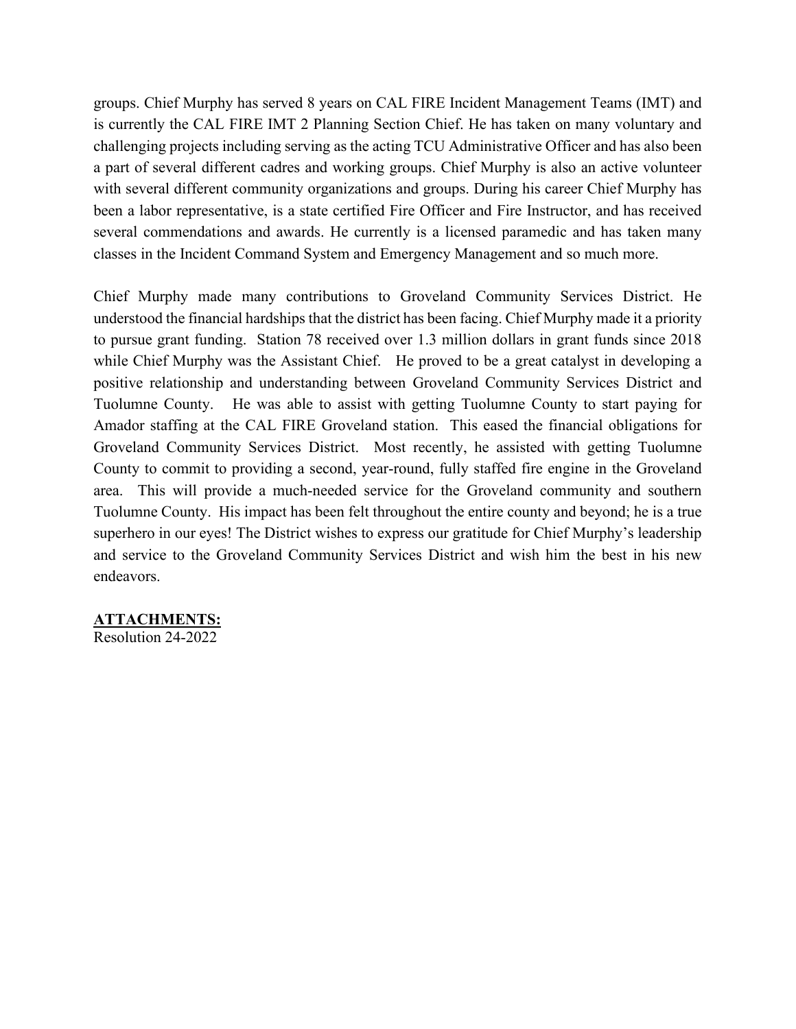groups. Chief Murphy has served 8 years on CAL FIRE Incident Management Teams (IMT) and is currently the CAL FIRE IMT 2 Planning Section Chief. He has taken on many voluntary and challenging projects including serving as the acting TCU Administrative Officer and has also been a part of several different cadres and working groups. Chief Murphy is also an active volunteer with several different community organizations and groups. During his career Chief Murphy has been a labor representative, is a state certified Fire Officer and Fire Instructor, and has received several commendations and awards. He currently is a licensed paramedic and has taken many classes in the Incident Command System and Emergency Management and so much more.

Chief Murphy made many contributions to Groveland Community Services District. He understood the financial hardships that the district has been facing. Chief Murphy made it a priority to pursue grant funding. Station 78 received over 1.3 million dollars in grant funds since 2018 while Chief Murphy was the Assistant Chief. He proved to be a great catalyst in developing a positive relationship and understanding between Groveland Community Services District and Tuolumne County. He was able to assist with getting Tuolumne County to start paying for Amador staffing at the CAL FIRE Groveland station. This eased the financial obligations for Groveland Community Services District. Most recently, he assisted with getting Tuolumne County to commit to providing a second, year-round, fully staffed fire engine in the Groveland area. This will provide a much-needed service for the Groveland community and southern Tuolumne County. His impact has been felt throughout the entire county and beyond; he is a true superhero in our eyes! The District wishes to express our gratitude for Chief Murphy's leadership and service to the Groveland Community Services District and wish him the best in his new endeavors.

**ATTACHMENTS:**
Resolution 24-2022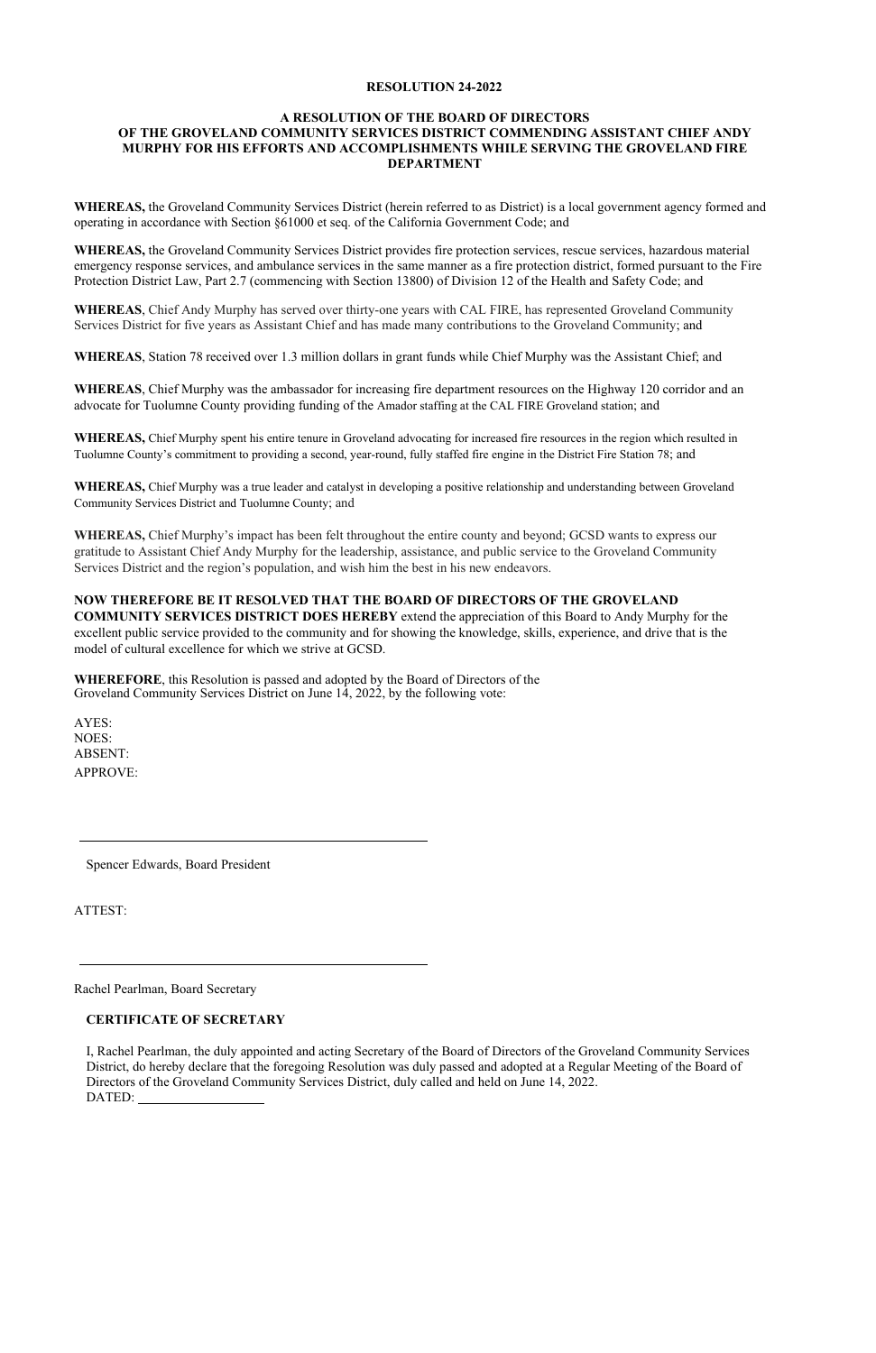**RESOLUTION 24-2022**

**A RESOLUTION OF THE BOARD OF DIRECTORS OF THE GROVELAND COMMUNITY SERVICES DISTRICT COMMENDING ASSISTANT CHIEF ANDY MURPHY FOR HIS EFFORTS AND ACCOMPLISHMENTS WHILE SERVING THE GROVELAND FIRE DEPARTMENT**

**WHEREAS,** the Groveland Community Services District (herein referred to as District) is a local government agency formed and operating in accordance with Section §61000 et seq. of the California Government Code; and

**WHEREAS,** the Groveland Community Services District provides fire protection services, rescue services, hazardous material emergency response services, and ambulance services in the same manner as a fire protection district, formed pursuant to the Fire Protection District Law, Part 2.7 (commencing with Section 13800) of Division 12 of the Health and Safety Code; and

**WHEREAS**, Chief Andy Murphy has served over thirty-one years with CAL FIRE, has represented Groveland Community Services District for five years as Assistant Chief and has made many contributions to the Groveland Community; and

**WHEREAS**, Station 78 received over 1.3 million dollars in grant funds while Chief Murphy was the Assistant Chief; and

**WHEREAS**, Chief Murphy was the ambassador for increasing fire department resources on the Highway 120 corridor and an advocate for Tuolumne County providing funding of the Amador staffing at the CAL FIRE Groveland station; and

**WHEREAS,** Chief Murphy spent his entire tenure in Groveland advocating for increased fire resources in the region which resulted in Tuolumne County's commitment to providing a second, year-round, fully staffed fire engine in the District Fire Station 78; and

**WHEREAS,** Chief Murphy was a true leader and catalyst in developing a positive relationship and understanding between Groveland Community Services District and Tuolumne County; and

**WHEREAS,** Chief Murphy's impact has been felt throughout the entire county and beyond; GCSD wants to express our gratitude to Assistant Chief Andy Murphy for the leadership, assistance, and public service to the Groveland Community Services District and the region's population, and wish him the best in his new endeavors.

**NOW THEREFORE BE IT RESOLVED THAT THE BOARD OF DIRECTORS OF THE GROVELAND COMMUNITY SERVICES DISTRICT DOES HEREBY** extend the appreciation of this Board to Andy Murphy for the excellent public service provided to the community and for showing the knowledge, skills, experience, and drive that is the model of cultural excellence for which we strive at GCSD.

**WHEREFORE**, this Resolution is passed and adopted by the Board of Directors of the Groveland Community Services District on June 14, 2022, by the following vote:

AYES:
NOES:
ABSENT:
APPROVE:

\_\_\_\_\_\_\_\_\_\_\_\_\_\_\_\_\_\_\_\_\_\_\_\_\_\_\_\_\_\_\_\_\_\_\_\_\_\_\_\_\_\_

Spencer Edwards, Board President

ATTEST:

\_\_\_\_\_\_\_\_\_\_\_\_\_\_\_\_\_\_\_\_\_\_\_\_\_\_\_\_\_\_\_\_\_\_\_\_\_\_\_\_\_\_

Rachel Pearlman, Board Secretary

**CERTIFICATE OF SECRETARY**

I, Rachel Pearlman, the duly appointed and acting Secretary of the Board of Directors of the Groveland Community Services District, do hereby declare that the foregoing Resolution was duly passed and adopted at a Regular Meeting of the Board of Directors of the Groveland Community Services District, duly called and held on June 14, 2022.

DATED: \_\_\_\_\_\_\_\_\_\_\_\_\_\_\_\_\_\_\_\_